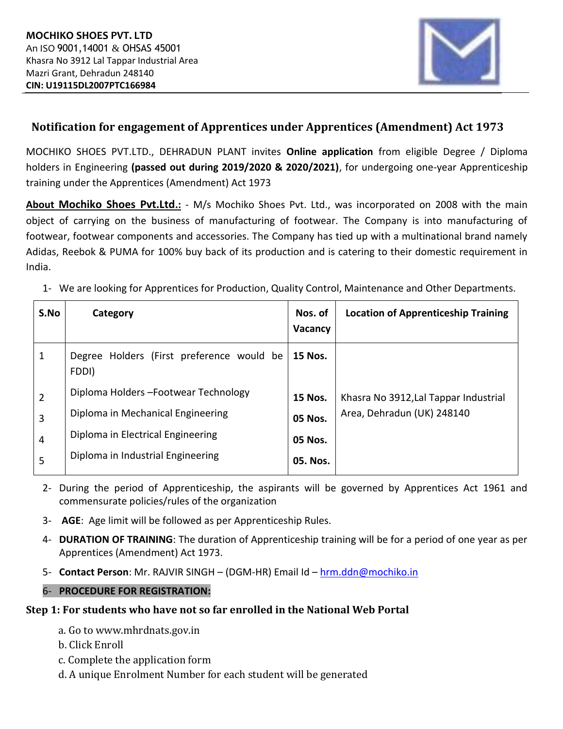**MOCHIKO SHOES PVT. LTD**
An ISO 9001,14001 & OHSAS 45001
Khasra No 3912 Lal Tappar Industrial Area
Mazri Grant, Dehradun 248140
**CIN: U19115DL2007PTC166984**

## Notification for engagement of Apprentices under Apprentices (Amendment) Act 1973

MOCHIKO SHOES PVT.LTD., DEHRADUN PLANT invites **Online application** from eligible Degree / Diploma holders in Engineering **(passed out during 2019/2020 & 2020/2021)**, for undergoing one-year Apprenticeship training under the Apprentices (Amendment) Act 1973

**About Mochiko Shoes Pvt.Ltd.:** - M/s Mochiko Shoes Pvt. Ltd., was incorporated on 2008 with the main object of carrying on the business of manufacturing of footwear. The Company is into manufacturing of footwear, footwear components and accessories. The Company has tied up with a multinational brand namely Adidas, Reebok & PUMA for 100% buy back of its production and is catering to their domestic requirement in India.

1- We are looking for Apprentices for Production, Quality Control, Maintenance and Other Departments.

| S.No | Category | Nos. of Vacancy | Location of Apprenticeship Training |
|---|---|---|---|
| 1 | Degree Holders (First preference would be FDDI) | **15 Nos.** | Khasra No 3912,Lal Tappar Industrial Area, Dehradun (UK) 248140 |
| 2 | Diploma Holders –Footwear Technology | **15 Nos.** | |
| 3 | Diploma in Mechanical Engineering | **05 Nos.** | |
| 4 | Diploma in Electrical Engineering | **05 Nos.** | |
| 5 | Diploma in Industrial Engineering | **05. Nos.** | |

2- During the period of Apprenticeship, the aspirants will be governed by Apprentices Act 1961 and commensurate policies/rules of the organization

3- **AGE**: Age limit will be followed as per Apprenticeship Rules.

4- **DURATION OF TRAINING**: The duration of Apprenticeship training will be for a period of one year as per Apprentices (Amendment) Act 1973.

5- **Contact Person**: Mr. RAJVIR SINGH – (DGM-HR) Email Id – hrm.ddn@mochiko.in

6- **PROCEDURE FOR REGISTRATION:**

**Step 1: For students who have not so far enrolled in the National Web Portal**

a. Go to www.mhrdnats.gov.in
b. Click Enroll
c. Complete the application form
d. A unique Enrolment Number for each student will be generated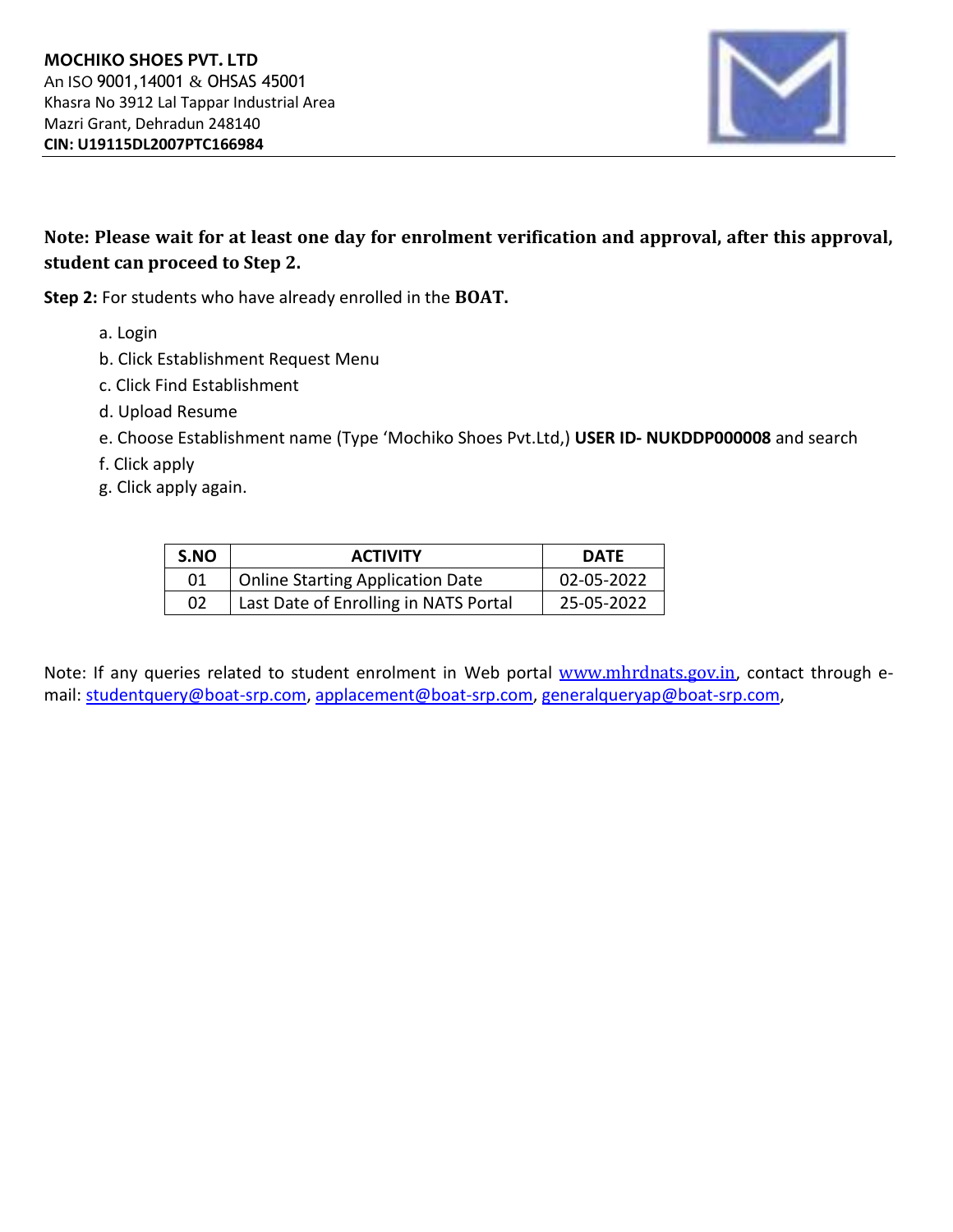**MOCHIKO SHOES PVT. LTD**
An ISO 9001,14001 & OHSAS 45001
Khasra No 3912 Lal Tappar Industrial Area
Mazri Grant, Dehradun 248140
**CIN: U19115DL2007PTC166984**

**Note: Please wait for at least one day for enrolment verification and approval, after this approval, student can proceed to Step 2.**

**Step 2:** For students who have already enrolled in the **BOAT.**

a. Login
b. Click Establishment Request Menu
c. Click Find Establishment
d. Upload Resume
e. Choose Establishment name (Type 'Mochiko Shoes Pvt.Ltd,) **USER ID- NUKDDP000008** and search
f. Click apply
g. Click apply again.

| S.NO | ACTIVITY | DATE |
|---|---|---|
| 01 | Online Starting Application Date | 02-05-2022 |
| 02 | Last Date of Enrolling in NATS Portal | 25-05-2022 |

Note: If any queries related to student enrolment in Web portal www.mhrdnats.gov.in, contact through e-mail: studentquery@boat-srp.com, applacement@boat-srp.com, generalqueryap@boat-srp.com,